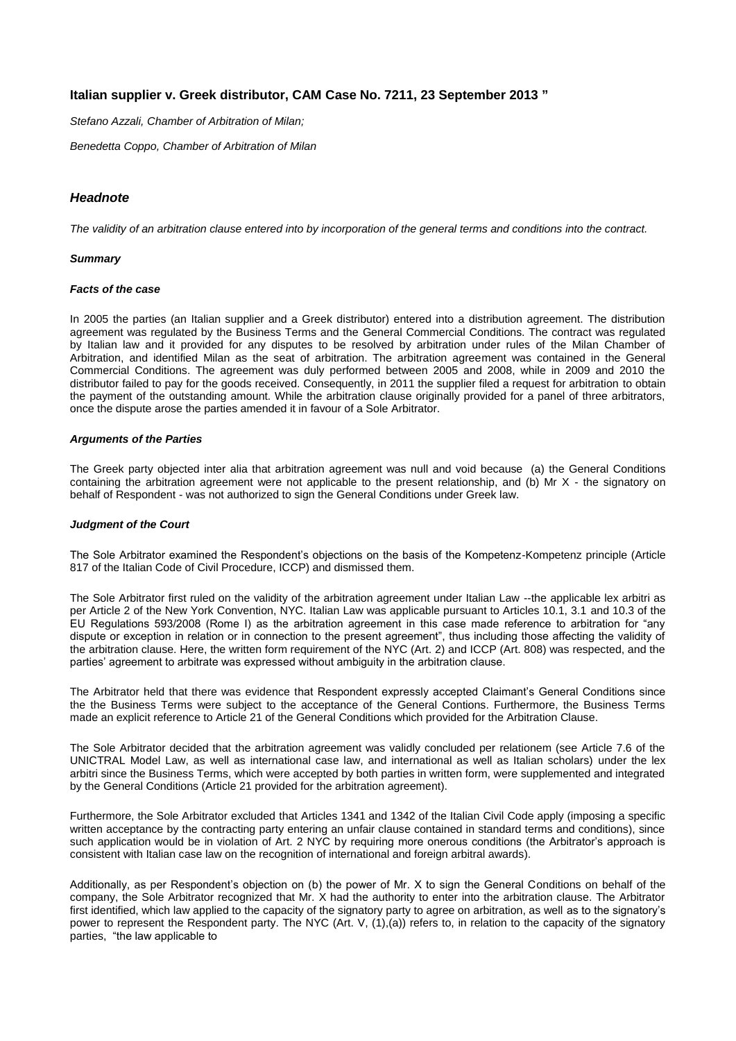# Italian supplier v. Greek distributor, CAM Case No. 7211, 23 September 2013 "

*Stefano Azzali, Chamber of Arbitration of Milan;*

*Benedetta Coppo, Chamber of Arbitration of Milan*

## *Headnote*

*The validity of an arbitration clause entered into by incorporation of the general terms and conditions into the contract.*

### *Summary*

### *Facts of the case*

In 2005 the parties (an Italian supplier and a Greek distributor) entered into a distribution agreement. The distribution agreement was regulated by the Business Terms and the General Commercial Conditions. The contract was regulated by Italian law and it provided for any disputes to be resolved by arbitration under rules of the Milan Chamber of Arbitration, and identified Milan as the seat of arbitration. The arbitration agreement was contained in the General Commercial Conditions. The agreement was duly performed between 2005 and 2008, while in 2009 and 2010 the distributor failed to pay for the goods received. Consequently, in 2011 the supplier filed a request for arbitration to obtain the payment of the outstanding amount. While the arbitration clause originally provided for a panel of three arbitrators, once the dispute arose the parties amended it in favour of a Sole Arbitrator.

### *Arguments of the Parties*

The Greek party objected inter alia that arbitration agreement was null and void because (a) the General Conditions containing the arbitration agreement were not applicable to the present relationship, and (b) Mr X - the signatory on behalf of Respondent - was not authorized to sign the General Conditions under Greek law.

### *Judgment of the Court*

The Sole Arbitrator examined the Respondent's objections on the basis of the Kompetenz-Kompetenz principle (Article 817 of the Italian Code of Civil Procedure, ICCP) and dismissed them.

The Sole Arbitrator first ruled on the validity of the arbitration agreement under Italian Law --the applicable lex arbitri as per Article 2 of the New York Convention, NYC. Italian Law was applicable pursuant to Articles 10.1, 3.1 and 10.3 of the EU Regulations 593/2008 (Rome I) as the arbitration agreement in this case made reference to arbitration for "any dispute or exception in relation or in connection to the present agreement", thus including those affecting the validity of the arbitration clause. Here, the written form requirement of the NYC (Art. 2) and ICCP (Art. 808) was respected, and the parties' agreement to arbitrate was expressed without ambiguity in the arbitration clause.

The Arbitrator held that there was evidence that Respondent expressly accepted Claimant's General Conditions since the the Business Terms were subject to the acceptance of the General Contions. Furthermore, the Business Terms made an explicit reference to Article 21 of the General Conditions which provided for the Arbitration Clause.

The Sole Arbitrator decided that the arbitration agreement was validly concluded per relationem (see Article 7.6 of the UNICTRAL Model Law, as well as international case law, and international as well as Italian scholars) under the lex arbitri since the Business Terms, which were accepted by both parties in written form, were supplemented and integrated by the General Conditions (Article 21 provided for the arbitration agreement).

Furthermore, the Sole Arbitrator excluded that Articles 1341 and 1342 of the Italian Civil Code apply (imposing a specific written acceptance by the contracting party entering an unfair clause contained in standard terms and conditions), since such application would be in violation of Art. 2 NYC by requiring more onerous conditions (the Arbitrator's approach is consistent with Italian case law on the recognition of international and foreign arbitral awards).

Additionally, as per Respondent's objection on (b) the power of Mr. X to sign the General Conditions on behalf of the company, the Sole Arbitrator recognized that Mr. X had the authority to enter into the arbitration clause. The Arbitrator first identified, which law applied to the capacity of the signatory party to agree on arbitration, as well as to the signatory's power to represent the Respondent party. The NYC (Art. V, (1),(a)) refers to, in relation to the capacity of the signatory parties, "the law applicable to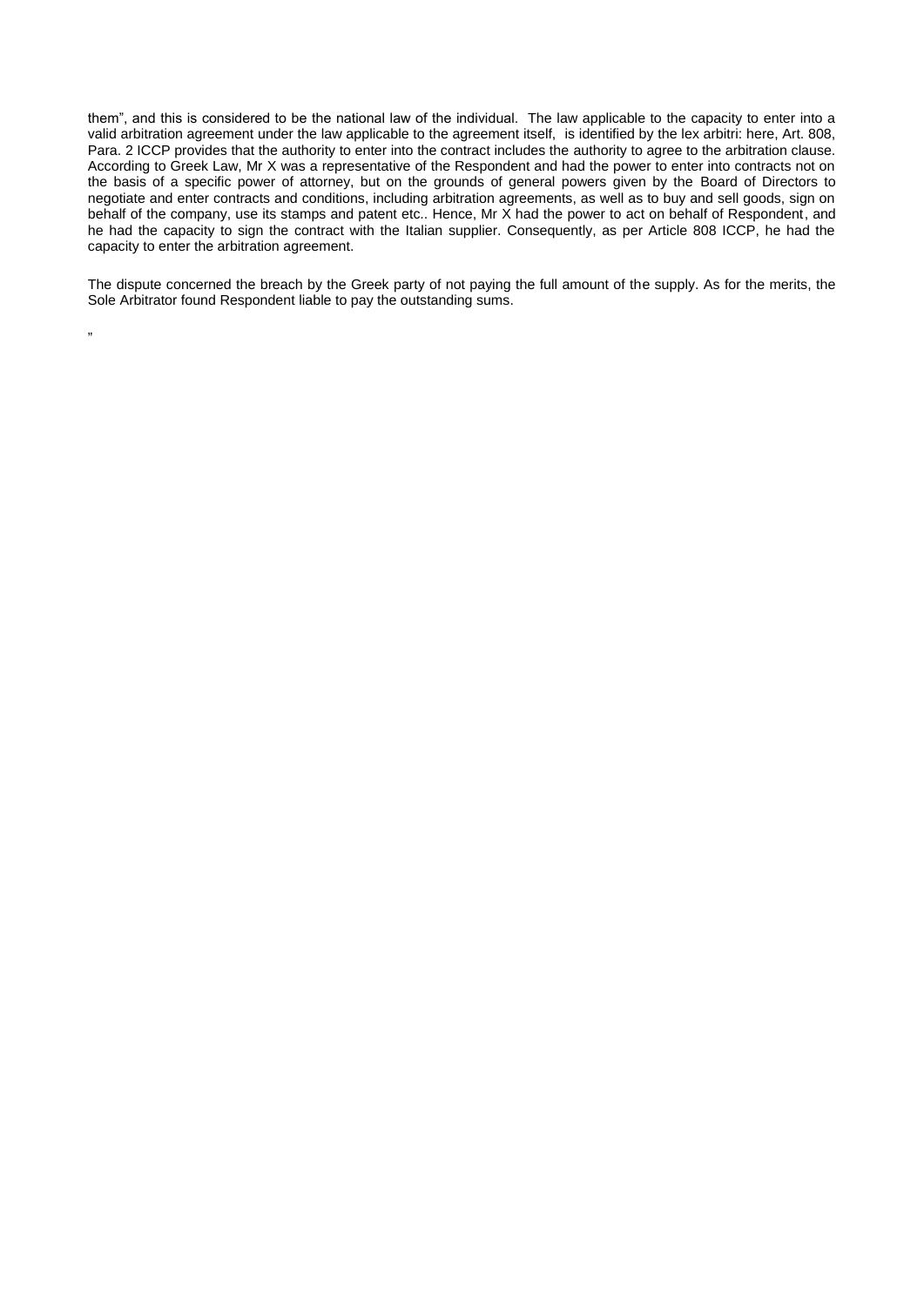them", and this is considered to be the national law of the individual. The law applicable to the capacity to enter into a valid arbitration agreement under the law applicable to the agreement itself, is identified by the lex arbitri: here, Art. 808, Para. 2 ICCP provides that the authority to enter into the contract includes the authority to agree to the arbitration clause. According to Greek Law, Mr X was a representative of the Respondent and had the power to enter into contracts not on the basis of a specific power of attorney, but on the grounds of general powers given by the Board of Directors to negotiate and enter contracts and conditions, including arbitration agreements, as well as to buy and sell goods, sign on behalf of the company, use its stamps and patent etc.. Hence, Mr X had the power to act on behalf of Respondent, and he had the capacity to sign the contract with the Italian supplier. Consequently, as per Article 808 ICCP, he had the capacity to enter the arbitration agreement.

The dispute concerned the breach by the Greek party of not paying the full amount of the supply. As for the merits, the Sole Arbitrator found Respondent liable to pay the outstanding sums.

"